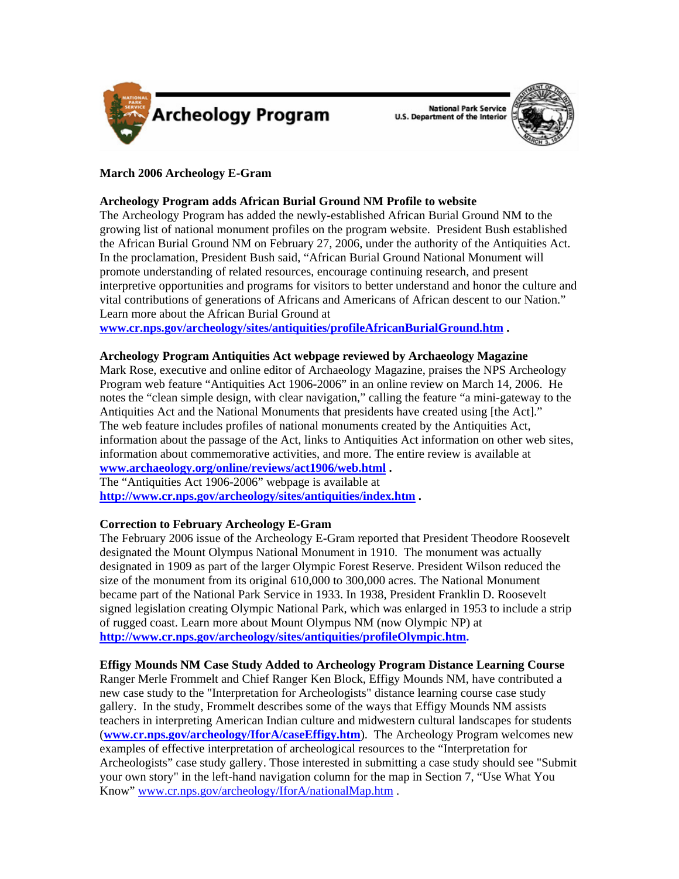Archeology Program

National Park Service
U.S. Department of the Interior

**March 2006 Archeology E-Gram**

**Archeology Program adds African Burial Ground NM Profile to website**

The Archeology Program has added the newly-established African Burial Ground NM to the growing list of national monument profiles on the program website. President Bush established the African Burial Ground NM on February 27, 2006, under the authority of the Antiquities Act. In the proclamation, President Bush said, "African Burial Ground National Monument will promote understanding of related resources, encourage continuing research, and present interpretive opportunities and programs for visitors to better understand and honor the culture and vital contributions of generations of Africans and Americans of African descent to our Nation." Learn more about the African Burial Ground at **www.cr.nps.gov/archeology/sites/antiquities/profileAfricanBurialGround.htm** .

**Archeology Program Antiquities Act webpage reviewed by Archaeology Magazine**

Mark Rose, executive and online editor of Archaeology Magazine, praises the NPS Archeology Program web feature "Antiquities Act 1906-2006" in an online review on March 14, 2006. He notes the "clean simple design, with clear navigation," calling the feature "a mini-gateway to the Antiquities Act and the National Monuments that presidents have created using [the Act]." The web feature includes profiles of national monuments created by the Antiquities Act, information about the passage of the Act, links to Antiquities Act information on other web sites, information about commemorative activities, and more. The entire review is available at **www.archaeology.org/online/reviews/act1906/web.html** .

The "Antiquities Act 1906-2006" webpage is available at **http://www.cr.nps.gov/archeology/sites/antiquities/index.htm** .

**Correction to February Archeology E-Gram**

The February 2006 issue of the Archeology E-Gram reported that President Theodore Roosevelt designated the Mount Olympus National Monument in 1910. The monument was actually designated in 1909 as part of the larger Olympic Forest Reserve. President Wilson reduced the size of the monument from its original 610,000 to 300,000 acres. The National Monument became part of the National Park Service in 1933. In 1938, President Franklin D. Roosevelt signed legislation creating Olympic National Park, which was enlarged in 1953 to include a strip of rugged coast. Learn more about Mount Olympus NM (now Olympic NP) at **http://www.cr.nps.gov/archeology/sites/antiquities/profileOlympic.htm.**

**Effigy Mounds NM Case Study Added to Archeology Program Distance Learning Course**

Ranger Merle Frommelt and Chief Ranger Ken Block, Effigy Mounds NM, have contributed a new case study to the "Interpretation for Archeologists" distance learning course case study gallery. In the study, Frommelt describes some of the ways that Effigy Mounds NM assists teachers in interpreting American Indian culture and midwestern cultural landscapes for students (**www.cr.nps.gov/archeology/IforA/caseEffigy.htm**). The Archeology Program welcomes new examples of effective interpretation of archeological resources to the "Interpretation for Archeologists" case study gallery. Those interested in submitting a case study should see "Submit your own story" in the left-hand navigation column for the map in Section 7, "Use What You Know" www.cr.nps.gov/archeology/IforA/nationalMap.htm .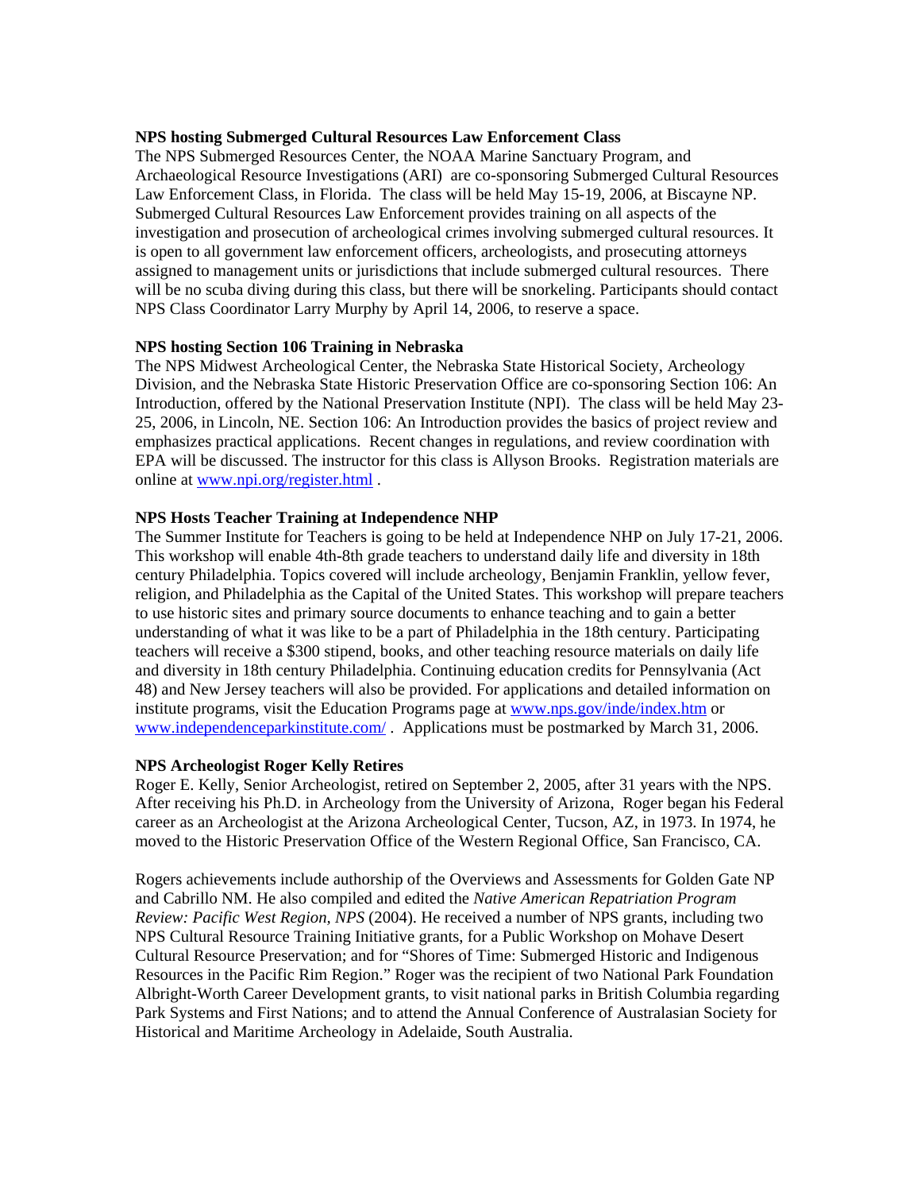**NPS hosting Submerged Cultural Resources Law Enforcement Class**

The NPS Submerged Resources Center, the NOAA Marine Sanctuary Program, and Archaeological Resource Investigations (ARI) are co-sponsoring Submerged Cultural Resources Law Enforcement Class, in Florida. The class will be held May 15-19, 2006, at Biscayne NP. Submerged Cultural Resources Law Enforcement provides training on all aspects of the investigation and prosecution of archeological crimes involving submerged cultural resources. It is open to all government law enforcement officers, archeologists, and prosecuting attorneys assigned to management units or jurisdictions that include submerged cultural resources. There will be no scuba diving during this class, but there will be snorkeling. Participants should contact NPS Class Coordinator Larry Murphy by April 14, 2006, to reserve a space.

**NPS hosting Section 106 Training in Nebraska**

The NPS Midwest Archeological Center, the Nebraska State Historical Society, Archeology Division, and the Nebraska State Historic Preservation Office are co-sponsoring Section 106: An Introduction, offered by the National Preservation Institute (NPI). The class will be held May 23-25, 2006, in Lincoln, NE. Section 106: An Introduction provides the basics of project review and emphasizes practical applications. Recent changes in regulations, and review coordination with EPA will be discussed. The instructor for this class is Allyson Brooks. Registration materials are online at www.npi.org/register.html .

**NPS Hosts Teacher Training at Independence NHP**

The Summer Institute for Teachers is going to be held at Independence NHP on July 17-21, 2006. This workshop will enable 4th-8th grade teachers to understand daily life and diversity in 18th century Philadelphia. Topics covered will include archeology, Benjamin Franklin, yellow fever, religion, and Philadelphia as the Capital of the United States. This workshop will prepare teachers to use historic sites and primary source documents to enhance teaching and to gain a better understanding of what it was like to be a part of Philadelphia in the 18th century. Participating teachers will receive a $300 stipend, books, and other teaching resource materials on daily life and diversity in 18th century Philadelphia. Continuing education credits for Pennsylvania (Act 48) and New Jersey teachers will also be provided. For applications and detailed information on institute programs, visit the Education Programs page at www.nps.gov/inde/index.htm or www.independenceparkinstitute.com/ . Applications must be postmarked by March 31, 2006.

**NPS Archeologist Roger Kelly Retires**

Roger E. Kelly, Senior Archeologist, retired on September 2, 2005, after 31 years with the NPS. After receiving his Ph.D. in Archeology from the University of Arizona, Roger began his Federal career as an Archeologist at the Arizona Archeological Center, Tucson, AZ, in 1973. In 1974, he moved to the Historic Preservation Office of the Western Regional Office, San Francisco, CA.

Rogers achievements include authorship of the Overviews and Assessments for Golden Gate NP and Cabrillo NM. He also compiled and edited the *Native American Repatriation Program Review: Pacific West Region, NPS* (2004). He received a number of NPS grants, including two NPS Cultural Resource Training Initiative grants, for a Public Workshop on Mohave Desert Cultural Resource Preservation; and for "Shores of Time: Submerged Historic and Indigenous Resources in the Pacific Rim Region." Roger was the recipient of two National Park Foundation Albright-Worth Career Development grants, to visit national parks in British Columbia regarding Park Systems and First Nations; and to attend the Annual Conference of Australasian Society for Historical and Maritime Archeology in Adelaide, South Australia.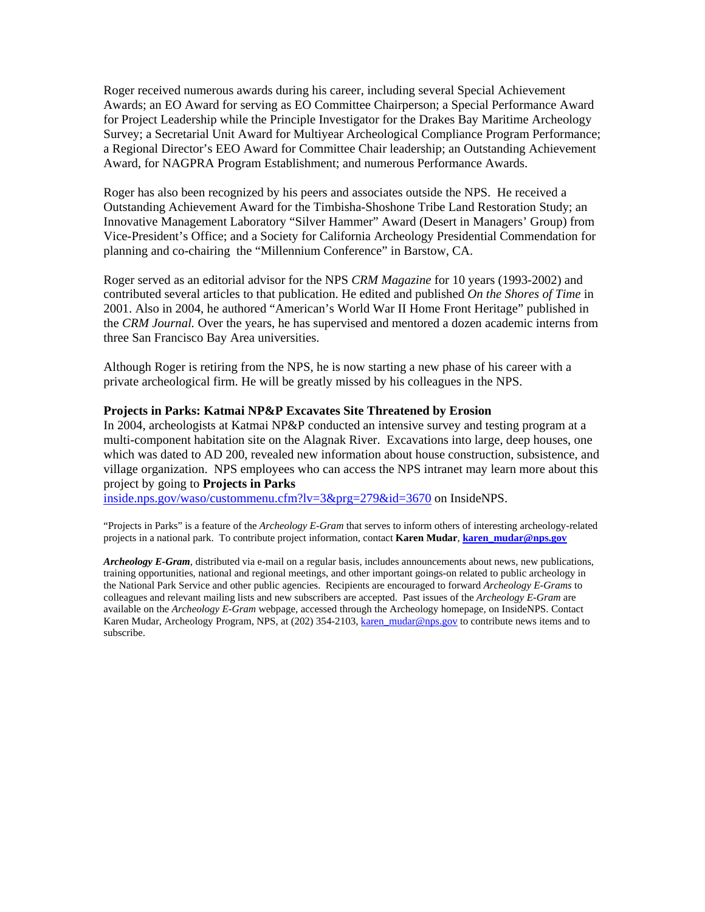Roger received numerous awards during his career, including several Special Achievement Awards; an EO Award for serving as EO Committee Chairperson; a Special Performance Award for Project Leadership while the Principle Investigator for the Drakes Bay Maritime Archeology Survey; a Secretarial Unit Award for Multiyear Archeological Compliance Program Performance; a Regional Director's EEO Award for Committee Chair leadership; an Outstanding Achievement Award, for NAGPRA Program Establishment; and numerous Performance Awards.

Roger has also been recognized by his peers and associates outside the NPS. He received a Outstanding Achievement Award for the Timbisha-Shoshone Tribe Land Restoration Study; an Innovative Management Laboratory "Silver Hammer" Award (Desert in Managers' Group) from Vice-President's Office; and a Society for California Archeology Presidential Commendation for planning and co-chairing the "Millennium Conference" in Barstow, CA.

Roger served as an editorial advisor for the NPS *CRM Magazine* for 10 years (1993-2002) and contributed several articles to that publication. He edited and published *On the Shores of Time* in 2001. Also in 2004, he authored "American's World War II Home Front Heritage" published in the *CRM Journal.* Over the years, he has supervised and mentored a dozen academic interns from three San Francisco Bay Area universities.

Although Roger is retiring from the NPS, he is now starting a new phase of his career with a private archeological firm. He will be greatly missed by his colleagues in the NPS.

**Projects in Parks: Katmai NP&P Excavates Site Threatened by Erosion**

In 2004, archeologists at Katmai NP&P conducted an intensive survey and testing program at a multi-component habitation site on the Alagnak River. Excavations into large, deep houses, one which was dated to AD 200, revealed new information about house construction, subsistence, and village organization. NPS employees who can access the NPS intranet may learn more about this project by going to **Projects in Parks** inside.nps.gov/waso/custommenu.cfm?lv=3&prg=279&id=3670 on InsideNPS.

"Projects in Parks" is a feature of the *Archeology E-Gram* that serves to inform others of interesting archeology-related projects in a national park. To contribute project information, contact **Karen Mudar**, **karen_mudar@nps.gov**

***Archeology E-Gram***, distributed via e-mail on a regular basis, includes announcements about news, new publications, training opportunities, national and regional meetings, and other important goings-on related to public archeology in the National Park Service and other public agencies. Recipients are encouraged to forward *Archeology E-Grams* to colleagues and relevant mailing lists and new subscribers are accepted. Past issues of the *Archeology E-Gram* are available on the *Archeology E-Gram* webpage, accessed through the Archeology homepage, on InsideNPS. Contact Karen Mudar, Archeology Program, NPS, at (202) 354-2103, karen_mudar@nps.gov to contribute news items and to subscribe.